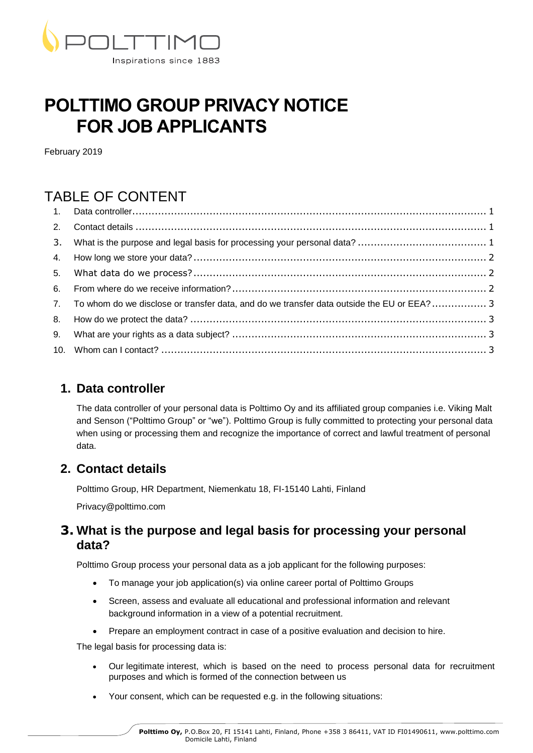# POLTTIMO GROUP PRIVACY NOTICE FOR JOB APPLICANTS

February 2019

## TABLE OF CONTENT

1. Data controller ..... 1
2. Contact details ..... 1
3. What is the purpose and legal basis for processing your personal data? ..... 1
4. How long we store your data? ..... 2
5. What data do we process? ..... 2
6. From where do we receive information? ..... 2
7. To whom do we disclose or transfer data, and do we transfer data outside the EU or EEA? ..... 3
8. How do we protect the data? ..... 3
9. What are your rights as a data subject? ..... 3
10. Whom can I contact? ..... 3

## 1. Data controller

The data controller of your personal data is Polttimo Oy and its affiliated group companies i.e. Viking Malt and Senson ("Polttimo Group" or "we"). Polttimo Group is fully committed to protecting your personal data when using or processing them and recognize the importance of correct and lawful treatment of personal data.

## 2. Contact details

Polttimo Group, HR Department, Niemenkatu 18, FI-15140 Lahti, Finland

Privacy@polttimo.com

## 3. What is the purpose and legal basis for processing your personal data?

Polttimo Group process your personal data as a job applicant for the following purposes:

- To manage your job application(s) via online career portal of Polttimo Groups
- Screen, assess and evaluate all educational and professional information and relevant background information in a view of a potential recruitment.
- Prepare an employment contract in case of a positive evaluation and decision to hire.

The legal basis for processing data is:

- Our legitimate interest, which is based on the need to process personal data for recruitment purposes and which is formed of the connection between us
- Your consent, which can be requested e.g. in the following situations: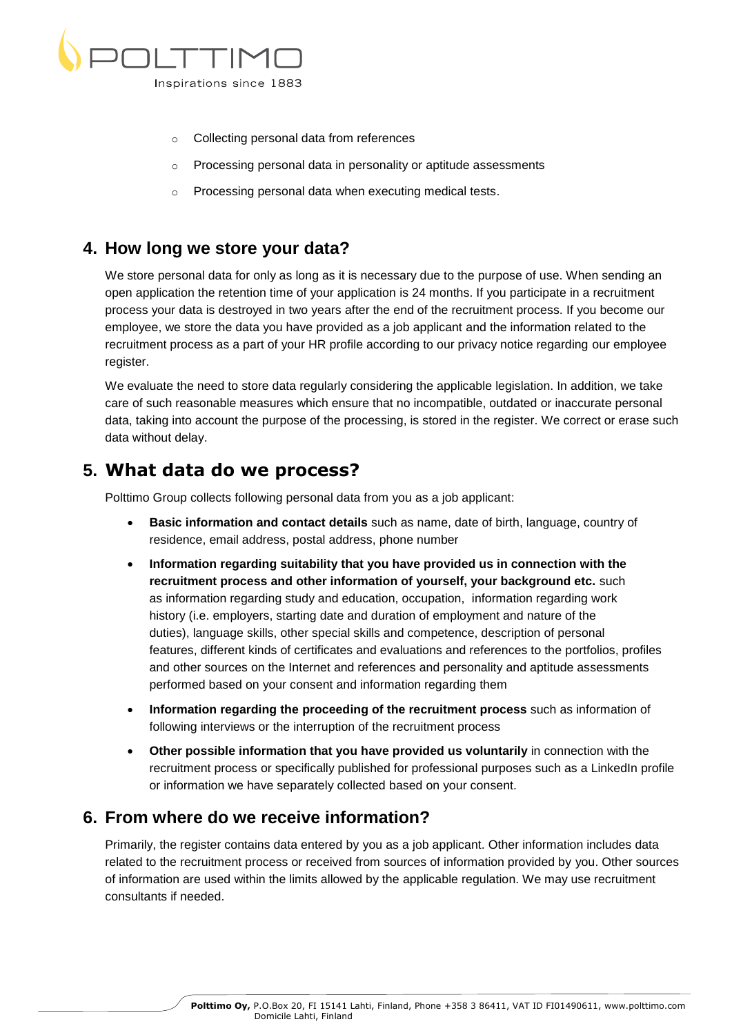- Collecting personal data from references
- Processing personal data in personality or aptitude assessments
- Processing personal data when executing medical tests.

## 4. How long we store your data?

We store personal data for only as long as it is necessary due to the purpose of use. When sending an open application the retention time of your application is 24 months. If you participate in a recruitment process your data is destroyed in two years after the end of the recruitment process. If you become our employee, we store the data you have provided as a job applicant and the information related to the recruitment process as a part of your HR profile according to our privacy notice regarding our employee register.

We evaluate the need to store data regularly considering the applicable legislation. In addition, we take care of such reasonable measures which ensure that no incompatible, outdated or inaccurate personal data, taking into account the purpose of the processing, is stored in the register. We correct or erase such data without delay.

## 5. What data do we process?

Polttimo Group collects following personal data from you as a job applicant:

- **Basic information and contact details** such as name, date of birth, language, country of residence, email address, postal address, phone number
- **Information regarding suitability that you have provided us in connection with the recruitment process and other information of yourself, your background etc.** such as information regarding study and education, occupation, information regarding work history (i.e. employers, starting date and duration of employment and nature of the duties), language skills, other special skills and competence, description of personal features, different kinds of certificates and evaluations and references to the portfolios, profiles and other sources on the Internet and references and personality and aptitude assessments performed based on your consent and information regarding them
- **Information regarding the proceeding of the recruitment process** such as information of following interviews or the interruption of the recruitment process
- **Other possible information that you have provided us voluntarily** in connection with the recruitment process or specifically published for professional purposes such as a LinkedIn profile or information we have separately collected based on your consent.

## 6. From where do we receive information?

Primarily, the register contains data entered by you as a job applicant. Other information includes data related to the recruitment process or received from sources of information provided by you. Other sources of information are used within the limits allowed by the applicable regulation. We may use recruitment consultants if needed.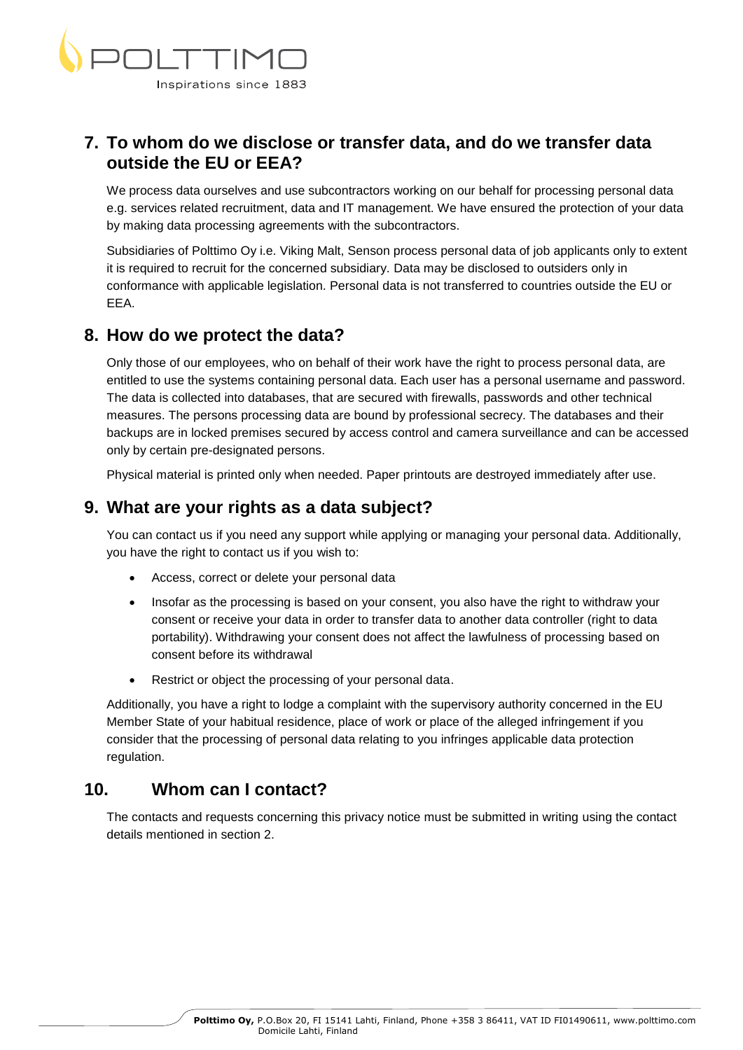## 7. To whom do we disclose or transfer data, and do we transfer data outside the EU or EEA?

We process data ourselves and use subcontractors working on our behalf for processing personal data e.g. services related recruitment, data and IT management. We have ensured the protection of your data by making data processing agreements with the subcontractors.

Subsidiaries of Polttimo Oy i.e. Viking Malt, Senson process personal data of job applicants only to extent it is required to recruit for the concerned subsidiary. Data may be disclosed to outsiders only in conformance with applicable legislation. Personal data is not transferred to countries outside the EU or EEA.

## 8. How do we protect the data?

Only those of our employees, who on behalf of their work have the right to process personal data, are entitled to use the systems containing personal data. Each user has a personal username and password. The data is collected into databases, that are secured with firewalls, passwords and other technical measures. The persons processing data are bound by professional secrecy. The databases and their backups are in locked premises secured by access control and camera surveillance and can be accessed only by certain pre-designated persons.

Physical material is printed only when needed. Paper printouts are destroyed immediately after use.

## 9. What are your rights as a data subject?

You can contact us if you need any support while applying or managing your personal data. Additionally, you have the right to contact us if you wish to:

- Access, correct or delete your personal data
- Insofar as the processing is based on your consent, you also have the right to withdraw your consent or receive your data in order to transfer data to another data controller (right to data portability). Withdrawing your consent does not affect the lawfulness of processing based on consent before its withdrawal
- Restrict or object the processing of your personal data.

Additionally, you have a right to lodge a complaint with the supervisory authority concerned in the EU Member State of your habitual residence, place of work or place of the alleged infringement if you consider that the processing of personal data relating to you infringes applicable data protection regulation.

## 10. Whom can I contact?

The contacts and requests concerning this privacy notice must be submitted in writing using the contact details mentioned in section 2.